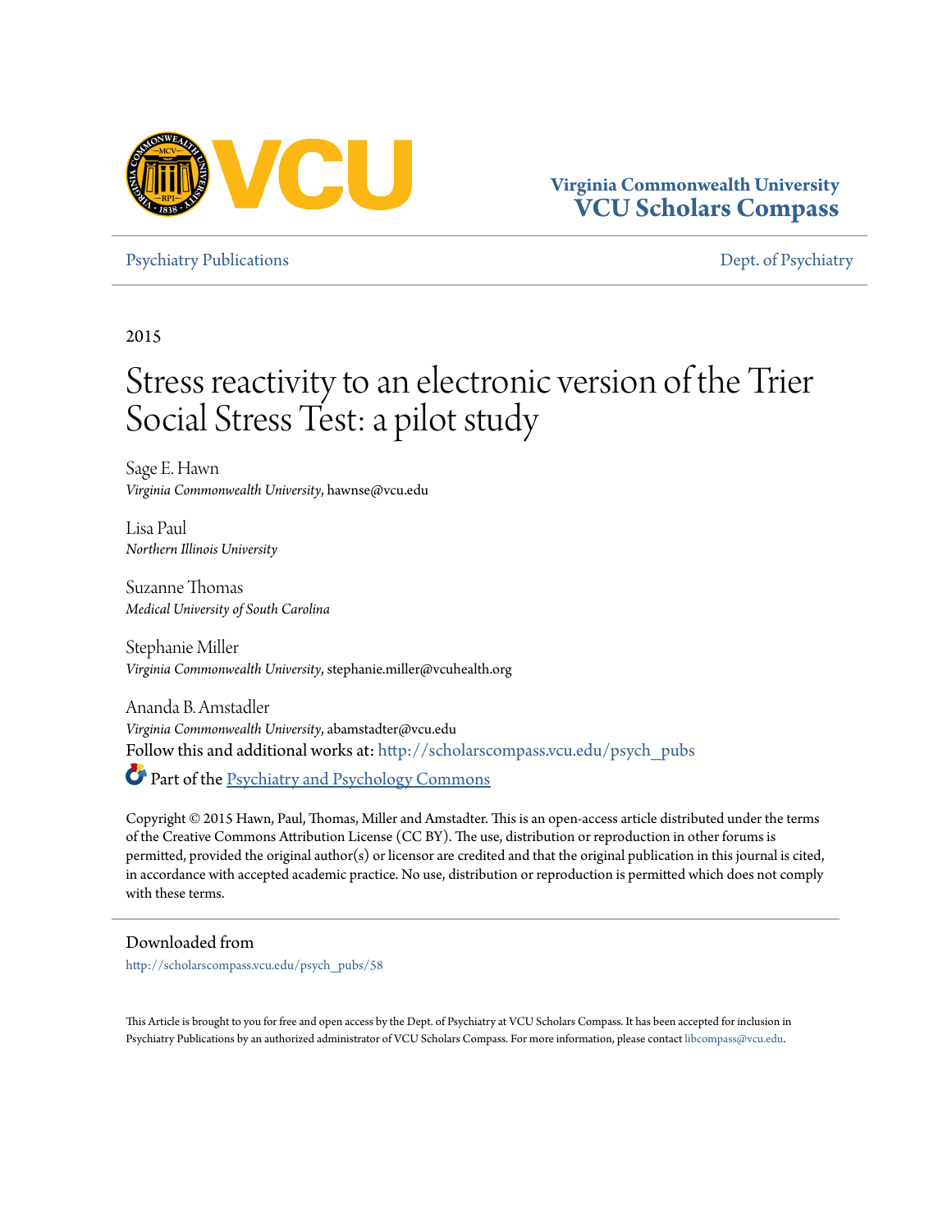Virginia Commonwealth University
**VCU Scholars Compass**

Psychiatry Publications | Dept. of Psychiatry

2015

# Stress reactivity to an electronic version of the Trier Social Stress Test: a pilot study

Sage E. Hawn
*Virginia Commonwealth University*, hawnse@vcu.edu

Lisa Paul
*Northern Illinois University*

Suzanne Thomas
*Medical University of South Carolina*

Stephanie Miller
*Virginia Commonwealth University*, stephanie.miller@vcuhealth.org

Ananda B. Amstadler
*Virginia Commonwealth University*, abamstadter@vcu.edu

Follow this and additional works at: http://scholarscompass.vcu.edu/psych_pubs

Part of the Psychiatry and Psychology Commons

Copyright © 2015 Hawn, Paul, Thomas, Miller and Amstadter. This is an open-access article distributed under the terms of the Creative Commons Attribution License (CC BY). The use, distribution or reproduction in other forums is permitted, provided the original author(s) or licensor are credited and that the original publication in this journal is cited, in accordance with accepted academic practice. No use, distribution or reproduction is permitted which does not comply with these terms.

## Downloaded from

http://scholarscompass.vcu.edu/psych_pubs/58

This Article is brought to you for free and open access by the Dept. of Psychiatry at VCU Scholars Compass. It has been accepted for inclusion in Psychiatry Publications by an authorized administrator of VCU Scholars Compass. For more information, please contact libcompass@vcu.edu.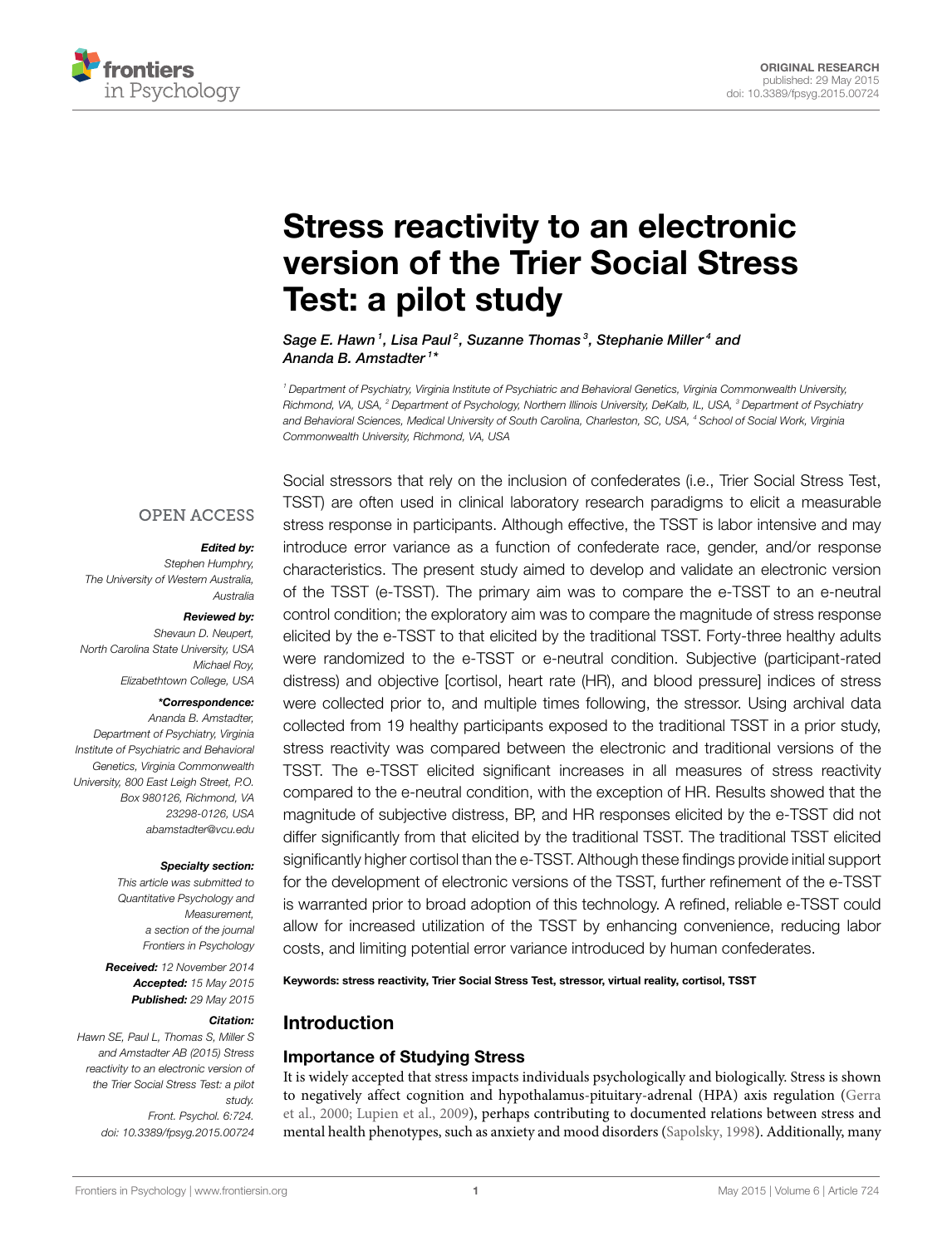# Stress reactivity to an electronic version of the Trier Social Stress Test: a pilot study

*Sage E. Hawn[1], Lisa Paul[2], Suzanne Thomas[3], Stephanie Miller[4] and Ananda B. Amstadter[1]**

[1] Department of Psychiatry, Virginia Institute of Psychiatric and Behavioral Genetics, Virginia Commonwealth University, Richmond, VA, USA, [2] Department of Psychology, Northern Illinois University, DeKalb, IL, USA, [3] Department of Psychiatry and Behavioral Sciences, Medical University of South Carolina, Charleston, SC, USA, [4] School of Social Work, Virginia Commonwealth University, Richmond, VA, USA

OPEN ACCESS

***Edited by:***
Stephen Humphry,
The University of Western Australia, Australia

***Reviewed by:***
Shevaun D. Neupert,
North Carolina State University, USA
Michael Roy,
Elizabethtown College, USA

****Correspondence:***
Ananda B. Amstadter,
Department of Psychiatry, Virginia Institute of Psychiatric and Behavioral Genetics, Virginia Commonwealth University, 800 East Leigh Street, P.O. Box 980126, Richmond, VA 23298-0126, USA
abamstadter@vcu.edu

***Specialty section:***
This article was submitted to Quantitative Psychology and Measurement, a section of the journal Frontiers in Psychology

***Received:*** 12 November 2014
***Accepted:*** 15 May 2015
***Published:*** 29 May 2015

***Citation:***
Hawn SE, Paul L, Thomas S, Miller S and Amstadter AB (2015) Stress reactivity to an electronic version of the Trier Social Stress Test: a pilot study. Front. Psychol. 6:724. doi: 10.3389/fpsyg.2015.00724

Social stressors that rely on the inclusion of confederates (i.e., Trier Social Stress Test, TSST) are often used in clinical laboratory research paradigms to elicit a measurable stress response in participants. Although effective, the TSST is labor intensive and may introduce error variance as a function of confederate race, gender, and/or response characteristics. The present study aimed to develop and validate an electronic version of the TSST (e-TSST). The primary aim was to compare the e-TSST to an e-neutral control condition; the exploratory aim was to compare the magnitude of stress response elicited by the e-TSST to that elicited by the traditional TSST. Forty-three healthy adults were randomized to the e-TSST or e-neutral condition. Subjective (participant-rated distress) and objective [cortisol, heart rate (HR), and blood pressure] indices of stress were collected prior to, and multiple times following, the stressor. Using archival data collected from 19 healthy participants exposed to the traditional TSST in a prior study, stress reactivity was compared between the electronic and traditional versions of the TSST. The e-TSST elicited significant increases in all measures of stress reactivity compared to the e-neutral condition, with the exception of HR. Results showed that the magnitude of subjective distress, BP, and HR responses elicited by the e-TSST did not differ significantly from that elicited by the traditional TSST. The traditional TSST elicited significantly higher cortisol than the e-TSST. Although these findings provide initial support for the development of electronic versions of the TSST, further refinement of the e-TSST is warranted prior to broad adoption of this technology. A refined, reliable e-TSST could allow for increased utilization of the TSST by enhancing convenience, reducing labor costs, and limiting potential error variance introduced by human confederates.

**Keywords: stress reactivity, Trier Social Stress Test, stressor, virtual reality, cortisol, TSST**

## Introduction

### Importance of Studying Stress

It is widely accepted that stress impacts individuals psychologically and biologically. Stress is shown to negatively affect cognition and hypothalamus-pituitary-adrenal (HPA) axis regulation (Gerra et al., 2000; Lupien et al., 2009), perhaps contributing to documented relations between stress and mental health phenotypes, such as anxiety and mood disorders (Sapolsky, 1998). Additionally, many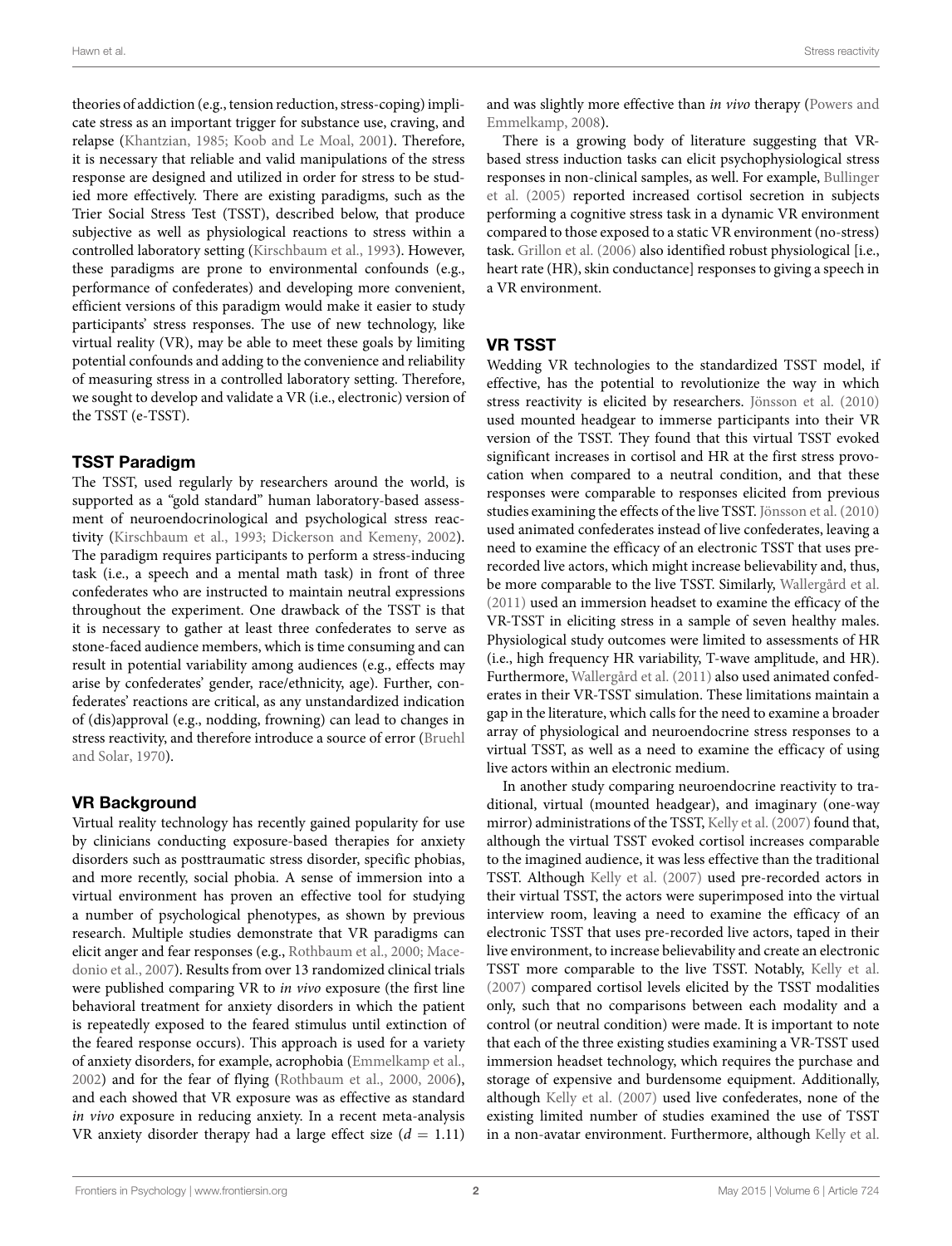theories of addiction (e.g., tension reduction, stress-coping) implicate stress as an important trigger for substance use, craving, and relapse (Khantzian, 1985; Koob and Le Moal, 2001). Therefore, it is necessary that reliable and valid manipulations of the stress response are designed and utilized in order for stress to be studied more effectively. There are existing paradigms, such as the Trier Social Stress Test (TSST), described below, that produce subjective as well as physiological reactions to stress within a controlled laboratory setting (Kirschbaum et al., 1993). However, these paradigms are prone to environmental confounds (e.g., performance of confederates) and developing more convenient, efficient versions of this paradigm would make it easier to study participants' stress responses. The use of new technology, like virtual reality (VR), may be able to meet these goals by limiting potential confounds and adding to the convenience and reliability of measuring stress in a controlled laboratory setting. Therefore, we sought to develop and validate a VR (i.e., electronic) version of the TSST (e-TSST).

## TSST Paradigm

The TSST, used regularly by researchers around the world, is supported as a "gold standard" human laboratory-based assessment of neuroendocrinological and psychological stress reactivity (Kirschbaum et al., 1993; Dickerson and Kemeny, 2002). The paradigm requires participants to perform a stress-inducing task (i.e., a speech and a mental math task) in front of three confederates who are instructed to maintain neutral expressions throughout the experiment. One drawback of the TSST is that it is necessary to gather at least three confederates to serve as stone-faced audience members, which is time consuming and can result in potential variability among audiences (e.g., effects may arise by confederates' gender, race/ethnicity, age). Further, confederates' reactions are critical, as any unstandardized indication of (dis)approval (e.g., nodding, frowning) can lead to changes in stress reactivity, and therefore introduce a source of error (Bruehl and Solar, 1970).

## VR Background

Virtual reality technology has recently gained popularity for use by clinicians conducting exposure-based therapies for anxiety disorders such as posttraumatic stress disorder, specific phobias, and more recently, social phobia. A sense of immersion into a virtual environment has proven an effective tool for studying a number of psychological phenotypes, as shown by previous research. Multiple studies demonstrate that VR paradigms can elicit anger and fear responses (e.g., Rothbaum et al., 2000; Macedonio et al., 2007). Results from over 13 randomized clinical trials were published comparing VR to *in vivo* exposure (the first line behavioral treatment for anxiety disorders in which the patient is repeatedly exposed to the feared stimulus until extinction of the feared response occurs). This approach is used for a variety of anxiety disorders, for example, acrophobia (Emmelkamp et al., 2002) and for the fear of flying (Rothbaum et al., 2000, 2006), and each showed that VR exposure was as effective as standard *in vivo* exposure in reducing anxiety. In a recent meta-analysis VR anxiety disorder therapy had a large effect size ($d = 1.11$) and was slightly more effective than *in vivo* therapy (Powers and Emmelkamp, 2008).

There is a growing body of literature suggesting that VR-based stress induction tasks can elicit psychophysiological stress responses in non-clinical samples, as well. For example, Bullinger et al. (2005) reported increased cortisol secretion in subjects performing a cognitive stress task in a dynamic VR environment compared to those exposed to a static VR environment (no-stress) task. Grillon et al. (2006) also identified robust physiological [i.e., heart rate (HR), skin conductance] responses to giving a speech in a VR environment.

## VR TSST

Wedding VR technologies to the standardized TSST model, if effective, has the potential to revolutionize the way in which stress reactivity is elicited by researchers. Jönsson et al. (2010) used mounted headgear to immerse participants into their VR version of the TSST. They found that this virtual TSST evoked significant increases in cortisol and HR at the first stress provocation when compared to a neutral condition, and that these responses were comparable to responses elicited from previous studies examining the effects of the live TSST. Jönsson et al. (2010) used animated confederates instead of live confederates, leaving a need to examine the efficacy of an electronic TSST that uses pre-recorded live actors, which might increase believability and, thus, be more comparable to the live TSST. Similarly, Wallergård et al. (2011) used an immersion headset to examine the efficacy of the VR-TSST in eliciting stress in a sample of seven healthy males. Physiological study outcomes were limited to assessments of HR (i.e., high frequency HR variability, T-wave amplitude, and HR). Furthermore, Wallergård et al. (2011) also used animated confederates in their VR-TSST simulation. These limitations maintain a gap in the literature, which calls for the need to examine a broader array of physiological and neuroendocrine stress responses to a virtual TSST, as well as a need to examine the efficacy of using live actors within an electronic medium.

In another study comparing neuroendocrine reactivity to traditional, virtual (mounted headgear), and imaginary (one-way mirror) administrations of the TSST, Kelly et al. (2007) found that, although the virtual TSST evoked cortisol increases comparable to the imagined audience, it was less effective than the traditional TSST. Although Kelly et al. (2007) used pre-recorded actors in their virtual TSST, the actors were superimposed into the virtual interview room, leaving a need to examine the efficacy of an electronic TSST that uses pre-recorded live actors, taped in their live environment, to increase believability and create an electronic TSST more comparable to the live TSST. Notably, Kelly et al. (2007) compared cortisol levels elicited by the TSST modalities only, such that no comparisons between each modality and a control (or neutral condition) were made. It is important to note that each of the three existing studies examining a VR-TSST used immersion headset technology, which requires the purchase and storage of expensive and burdensome equipment. Additionally, although Kelly et al. (2007) used live confederates, none of the existing limited number of studies examined the use of TSST in a non-avatar environment. Furthermore, although Kelly et al.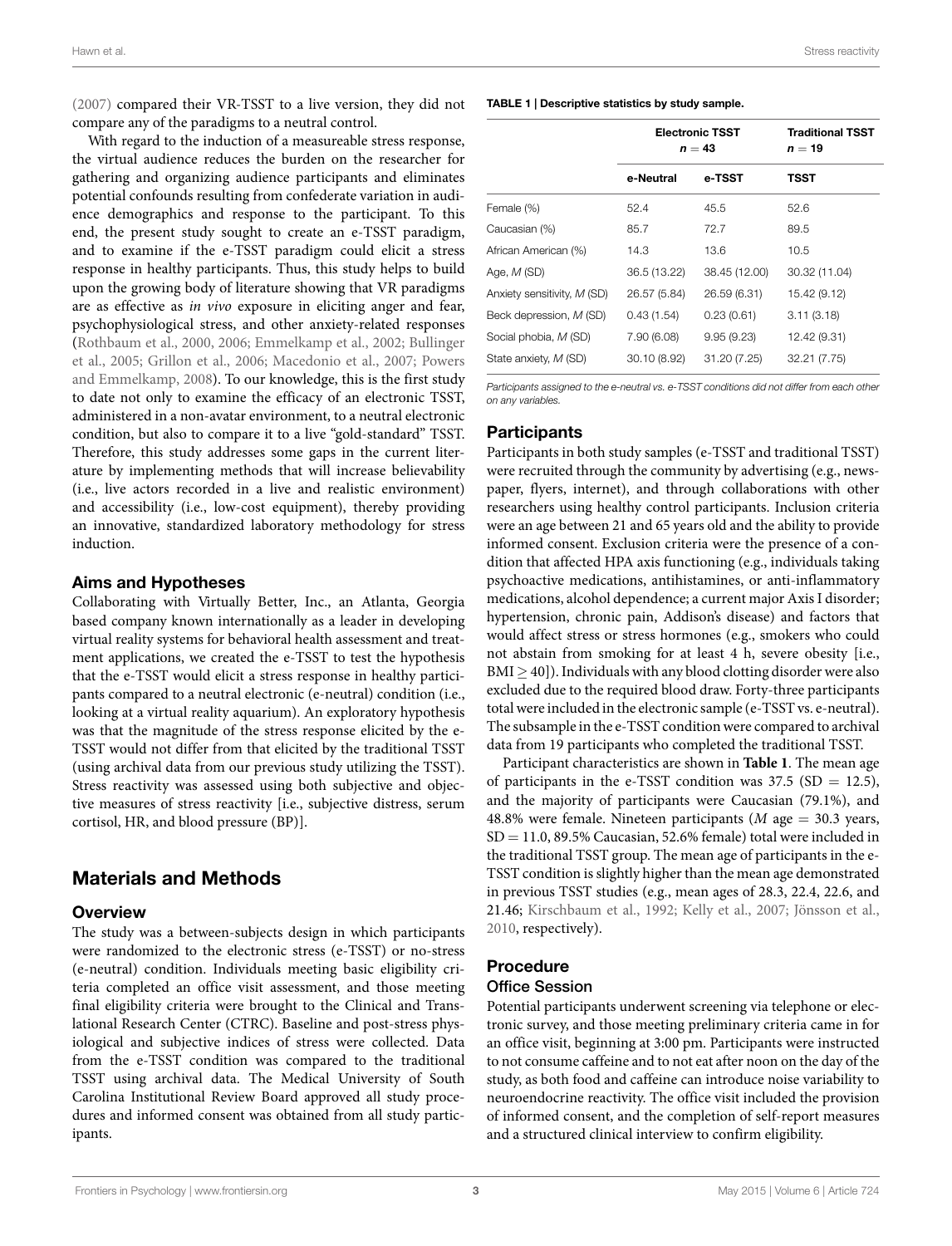(2007) compared their VR-TSST to a live version, they did not compare any of the paradigms to a neutral control.

With regard to the induction of a measureable stress response, the virtual audience reduces the burden on the researcher for gathering and organizing audience participants and eliminates potential confounds resulting from confederate variation in audience demographics and response to the participant. To this end, the present study sought to create an e-TSST paradigm, and to examine if the e-TSST paradigm could elicit a stress response in healthy participants. Thus, this study helps to build upon the growing body of literature showing that VR paradigms are as effective as *in vivo* exposure in eliciting anger and fear, psychophysiological stress, and other anxiety-related responses (Rothbaum et al., 2000, 2006; Emmelkamp et al., 2002; Bullinger et al., 2005; Grillon et al., 2006; Macedonio et al., 2007; Powers and Emmelkamp, 2008). To our knowledge, this is the first study to date not only to examine the efficacy of an electronic TSST, administered in a non-avatar environment, to a neutral electronic condition, but also to compare it to a live "gold-standard" TSST. Therefore, this study addresses some gaps in the current literature by implementing methods that will increase believability (i.e., live actors recorded in a live and realistic environment) and accessibility (i.e., low-cost equipment), thereby providing an innovative, standardized laboratory methodology for stress induction.

## Aims and Hypotheses

Collaborating with Virtually Better, Inc., an Atlanta, Georgia based company known internationally as a leader in developing virtual reality systems for behavioral health assessment and treatment applications, we created the e-TSST to test the hypothesis that the e-TSST would elicit a stress response in healthy participants compared to a neutral electronic (e-neutral) condition (i.e., looking at a virtual reality aquarium). An exploratory hypothesis was that the magnitude of the stress response elicited by the e-TSST would not differ from that elicited by the traditional TSST (using archival data from our previous study utilizing the TSST). Stress reactivity was assessed using both subjective and objective measures of stress reactivity [i.e., subjective distress, serum cortisol, HR, and blood pressure (BP)].

# Materials and Methods

## Overview

The study was a between-subjects design in which participants were randomized to the electronic stress (e-TSST) or no-stress (e-neutral) condition. Individuals meeting basic eligibility criteria completed an office visit assessment, and those meeting final eligibility criteria were brought to the Clinical and Translational Research Center (CTRC). Baseline and post-stress physiological and subjective indices of stress were collected. Data from the e-TSST condition was compared to the traditional TSST using archival data. The Medical University of South Carolina Institutional Review Board approved all study procedures and informed consent was obtained from all study participants.

**TABLE 1 | Descriptive statistics by study sample.**

| | Electronic TSST $n = 43$ | | Traditional TSST $n = 19$ |
|---|---|---|---|
| | **e-Neutral** | **e-TSST** | **TSST** |
| Female (%) | 52.4 | 45.5 | 52.6 |
| Caucasian (%) | 85.7 | 72.7 | 89.5 |
| African American (%) | 14.3 | 13.6 | 10.5 |
| Age, *M* (SD) | 36.5 (13.22) | 38.45 (12.00) | 30.32 (11.04) |
| Anxiety sensitivity, *M* (SD) | 26.57 (5.84) | 26.59 (6.31) | 15.42 (9.12) |
| Beck depression, *M* (SD) | 0.43 (1.54) | 0.23 (0.61) | 3.11 (3.18) |
| Social phobia, *M* (SD) | 7.90 (6.08) | 9.95 (9.23) | 12.42 (9.31) |
| State anxiety, *M* (SD) | 30.10 (8.92) | 31.20 (7.25) | 32.21 (7.75) |

*Participants assigned to the e-neutral vs. e-TSST conditions did not differ from each other on any variables.*

## Participants

Participants in both study samples (e-TSST and traditional TSST) were recruited through the community by advertising (e.g., newspaper, flyers, internet), and through collaborations with other researchers using healthy control participants. Inclusion criteria were an age between 21 and 65 years old and the ability to provide informed consent. Exclusion criteria were the presence of a condition that affected HPA axis functioning (e.g., individuals taking psychoactive medications, antihistamines, or anti-inflammatory medications, alcohol dependence; a current major Axis I disorder; hypertension, chronic pain, Addison's disease) and factors that would affect stress or stress hormones (e.g., smokers who could not abstain from smoking for at least 4 h, severe obesity [i.e., BMI ≥ 40]). Individuals with any blood clotting disorder were also excluded due to the required blood draw. Forty-three participants total were included in the electronic sample (e-TSST vs. e-neutral). The subsample in the e-TSST condition were compared to archival data from 19 participants who completed the traditional TSST.

Participant characteristics are shown in **Table 1**. The mean age of participants in the e-TSST condition was 37.5 (SD = 12.5), and the majority of participants were Caucasian (79.1%), and 48.8% were female. Nineteen participants (*M* age = 30.3 years, SD = 11.0, 89.5% Caucasian, 52.6% female) total were included in the traditional TSST group. The mean age of participants in the e-TSST condition is slightly higher than the mean age demonstrated in previous TSST studies (e.g., mean ages of 28.3, 22.4, 22.6, and 21.46; Kirschbaum et al., 1992; Kelly et al., 2007; Jönsson et al., 2010, respectively).

## Procedure

### Office Session

Potential participants underwent screening via telephone or electronic survey, and those meeting preliminary criteria came in for an office visit, beginning at 3:00 pm. Participants were instructed to not consume caffeine and to not eat after noon on the day of the study, as both food and caffeine can introduce noise variability to neuroendocrine reactivity. The office visit included the provision of informed consent, and the completion of self-report measures and a structured clinical interview to confirm eligibility.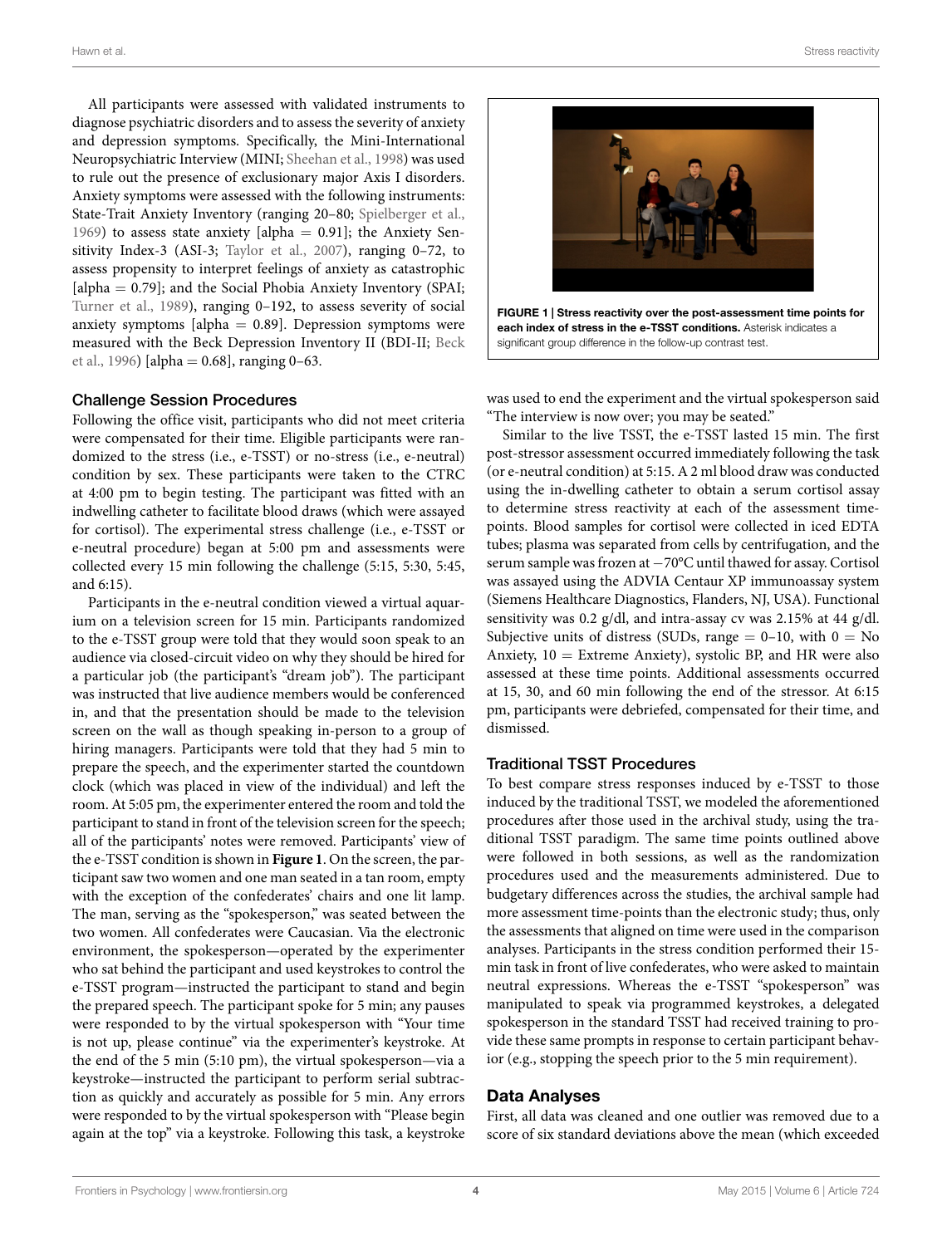All participants were assessed with validated instruments to diagnose psychiatric disorders and to assess the severity of anxiety and depression symptoms. Specifically, the Mini-International Neuropsychiatric Interview (MINI; Sheehan et al., 1998) was used to rule out the presence of exclusionary major Axis I disorders. Anxiety symptoms were assessed with the following instruments: State-Trait Anxiety Inventory (ranging 20–80; Spielberger et al., 1969) to assess state anxiety [alpha = 0.91]; the Anxiety Sensitivity Index-3 (ASI-3; Taylor et al., 2007), ranging 0–72, to assess propensity to interpret feelings of anxiety as catastrophic [alpha = 0.79]; and the Social Phobia Anxiety Inventory (SPAI; Turner et al., 1989), ranging 0–192, to assess severity of social anxiety symptoms [alpha = 0.89]. Depression symptoms were measured with the Beck Depression Inventory II (BDI-II; Beck et al., 1996) [alpha = 0.68], ranging 0–63.

### Challenge Session Procedures

Following the office visit, participants who did not meet criteria were compensated for their time. Eligible participants were randomized to the stress (i.e., e-TSST) or no-stress (i.e., e-neutral) condition by sex. These participants were taken to the CTRC at 4:00 pm to begin testing. The participant was fitted with an indwelling catheter to facilitate blood draws (which were assayed for cortisol). The experimental stress challenge (i.e., e-TSST or e-neutral procedure) began at 5:00 pm and assessments were collected every 15 min following the challenge (5:15, 5:30, 5:45, and 6:15).

Participants in the e-neutral condition viewed a virtual aquarium on a television screen for 15 min. Participants randomized to the e-TSST group were told that they would soon speak to an audience via closed-circuit video on why they should be hired for a particular job (the participant's "dream job"). The participant was instructed that live audience members would be conferenced in, and that the presentation should be made to the television screen on the wall as though speaking in-person to a group of hiring managers. Participants were told that they had 5 min to prepare the speech, and the experimenter started the countdown clock (which was placed in view of the individual) and left the room. At 5:05 pm, the experimenter entered the room and told the participant to stand in front of the television screen for the speech; all of the participants' notes were removed. Participants' view of the e-TSST condition is shown in **Figure 1**. On the screen, the participant saw two women and one man seated in a tan room, empty with the exception of the confederates' chairs and one lit lamp. The man, serving as the "spokesperson," was seated between the two women. All confederates were Caucasian. Via the electronic environment, the spokesperson—operated by the experimenter who sat behind the participant and used keystrokes to control the e-TSST program—instructed the participant to stand and begin the prepared speech. The participant spoke for 5 min; any pauses were responded to by the virtual spokesperson with "Your time is not up, please continue" via the experimenter's keystroke. At the end of the 5 min (5:10 pm), the virtual spokesperson—via a keystroke—instructed the participant to perform serial subtraction as quickly and accurately as possible for 5 min. Any errors were responded to by the virtual spokesperson with "Please begin again at the top" via a keystroke. Following this task, a keystroke was used to end the experiment and the virtual spokesperson said "The interview is now over; you may be seated."

**FIGURE 1 | Stress reactivity over the post-assessment time points for each index of stress in the e-TSST conditions.** Asterisk indicates a significant group difference in the follow-up contrast test.

Similar to the live TSST, the e-TSST lasted 15 min. The first post-stressor assessment occurred immediately following the task (or e-neutral condition) at 5:15. A 2 ml blood draw was conducted using the in-dwelling catheter to obtain a serum cortisol assay to determine stress reactivity at each of the assessment time-points. Blood samples for cortisol were collected in iced EDTA tubes; plasma was separated from cells by centrifugation, and the serum sample was frozen at −70°C until thawed for assay. Cortisol was assayed using the ADVIA Centaur XP immunoassay system (Siemens Healthcare Diagnostics, Flanders, NJ, USA). Functional sensitivity was 0.2 g/dl, and intra-assay cv was 2.15% at 44 g/dl. Subjective units of distress (SUDs, range = 0–10, with 0 = No Anxiety, 10 = Extreme Anxiety), systolic BP, and HR were also assessed at these time points. Additional assessments occurred at 15, 30, and 60 min following the end of the stressor. At 6:15 pm, participants were debriefed, compensated for their time, and dismissed.

### Traditional TSST Procedures

To best compare stress responses induced by e-TSST to those induced by the traditional TSST, we modeled the aforementioned procedures after those used in the archival study, using the traditional TSST paradigm. The same time points outlined above were followed in both sessions, as well as the randomization procedures used and the measurements administered. Due to budgetary differences across the studies, the archival sample had more assessment time-points than the electronic study; thus, only the assessments that aligned on time were used in the comparison analyses. Participants in the stress condition performed their 15-min task in front of live confederates, who were asked to maintain neutral expressions. Whereas the e-TSST "spokesperson" was manipulated to speak via programmed keystrokes, a delegated spokesperson in the standard TSST had received training to provide these same prompts in response to certain participant behavior (e.g., stopping the speech prior to the 5 min requirement).

## Data Analyses

First, all data was cleaned and one outlier was removed due to a score of six standard deviations above the mean (which exceeded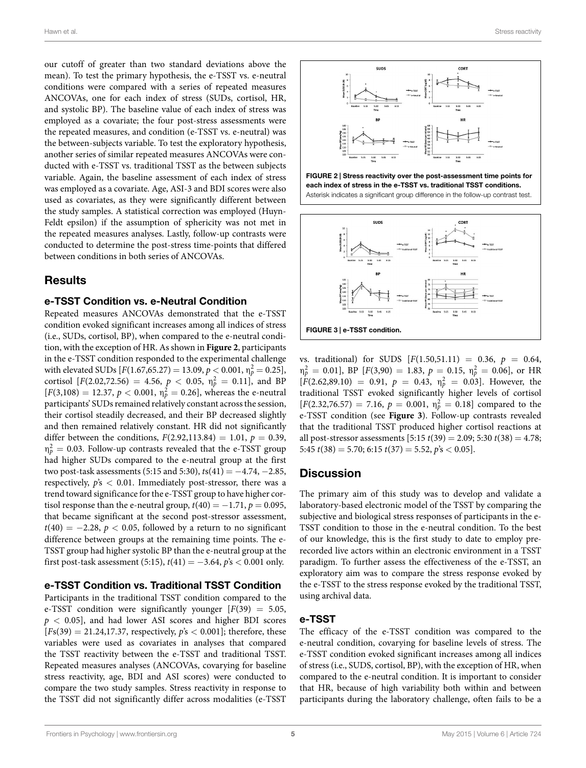our cutoff of greater than two standard deviations above the mean). To test the primary hypothesis, the e-TSST vs. e-neutral conditions were compared with a series of repeated measures ANCOVAs, one for each index of stress (SUDs, cortisol, HR, and systolic BP). The baseline value of each index of stress was employed as a covariate; the four post-stress assessments were the repeated measures, and condition (e-TSST vs. e-neutral) was the between-subjects variable. To test the exploratory hypothesis, another series of similar repeated measures ANCOVAs were conducted with e-TSST vs. traditional TSST as the between subjects variable. Again, the baseline assessment of each index of stress was employed as a covariate. Age, ASI-3 and BDI scores were also used as covariates, as they were significantly different between the study samples. A statistical correction was employed (Huyn-Feldt epsilon) if the assumption of sphericity was not met in the repeated measures analyses. Lastly, follow-up contrasts were conducted to determine the post-stress time-points that differed between conditions in both series of ANCOVAs.

## Results

### e-TSST Condition vs. e-Neutral Condition

Repeated measures ANCOVAs demonstrated that the e-TSST condition evoked significant increases among all indices of stress (i.e., SUDs, cortisol, BP), when compared to the e-neutral condition, with the exception of HR. As shown in **Figure 2**, participants in the e-TSST condition responded to the experimental challenge with elevated SUDs [$F(1.67,65.27) = 13.09$, $p < 0.001$, $\eta_p^2 = 0.25$], cortisol [$F(2.02,72.56) = 4.56$, $p < 0.05$, $\eta_p^2 = 0.11$], and BP [$F(3,108) = 12.37$, $p < 0.001$, $\eta_p^2 = 0.26$], whereas the e-neutral participants' SUDs remained relatively constant across the session, their cortisol steadily decreased, and their BP decreased slightly and then remained relatively constant. HR did not significantly differ between the conditions, $F(2.92,113.84) = 1.01$, $p = 0.39$, $\eta_p^2 = 0.03$. Follow-up contrasts revealed that the e-TSST group had higher SUDs compared to the e-neutral group at the first two post-task assessments (5:15 and 5:30), $ts(41) = -4.74, -2.85$, respectively, $p$'s $< 0.01$. Immediately post-stressor, there was a trend toward significance for the e-TSST group to have higher cortisol response than the e-neutral group, $t(40) = -1.71$, $p = 0.095$, that became significant at the second post-stressor assessment, $t(40) = -2.28$, $p < 0.05$, followed by a return to no significant difference between groups at the remaining time points. The e-TSST group had higher systolic BP than the e-neutral group at the first post-task assessment (5:15), $t(41) = -3.64$, $p$'s $< 0.001$ only.

### e-TSST Condition vs. Traditional TSST Condition

Participants in the traditional TSST condition compared to the e-TSST condition were significantly younger [$F(39) = 5.05$, $p < 0.05$], and had lower ASI scores and higher BDI scores [$Fs(39) = 21.24,17.37$, respectively, $p$'s $< 0.001$]; therefore, these variables were used as covariates in analyses that compared the TSST reactivity between the e-TSST and traditional TSST. Repeated measures analyses (ANCOVAs, covarying for baseline stress reactivity, age, BDI and ASI scores) were conducted to compare the two study samples. Stress reactivity in response to the TSST did not significantly differ across modalities (e-TSST vs. traditional) for SUDS [$F(1.50,51.11) = 0.36$, $p = 0.64$, $\eta_p^2 = 0.01$], BP [$F(3,90) = 1.83$, $p = 0.15$, $\eta_p^2 = 0.06$], or HR [$F(2.62,89.10) = 0.91$, $p = 0.43$, $\eta_p^2 = 0.03$]. However, the traditional TSST evoked significantly higher levels of cortisol [$F(2.32,76.57) = 7.16$, $p = 0.001$, $\eta_p^2 = 0.18$] compared to the e-TSST condition (see **Figure 3**). Follow-up contrasts revealed that the traditional TSST produced higher cortisol reactions at all post-stressor assessments [5:15 $t(39) = 2.09$; 5:30 $t(38) = 4.78$; 5:45 $t(38) = 5.70$; 6:15 $t(37) = 5.52$, $p$'s $< 0.05$].

**FIGURE 2 | Stress reactivity over the post-assessment time points for each index of stress in the e-TSST vs. traditional TSST conditions.** Asterisk indicates a significant group difference in the follow-up contrast test.

**FIGURE 3 | e-TSST condition.**

## Discussion

The primary aim of this study was to develop and validate a laboratory-based electronic model of the TSST by comparing the subjective and biological stress responses of participants in the e-TSST condition to those in the e-neutral condition. To the best of our knowledge, this is the first study to date to employ pre-recorded live actors within an electronic environment in a TSST paradigm. To further assess the effectiveness of the e-TSST, an exploratory aim was to compare the stress response evoked by the e-TSST to the stress response evoked by the traditional TSST, using archival data.

### e-TSST

The efficacy of the e-TSST condition was compared to the e-neutral condition, covarying for baseline levels of stress. The e-TSST condition evoked significant increases among all indices of stress (i.e., SUDS, cortisol, BP), with the exception of HR, when compared to the e-neutral condition. It is important to consider that HR, because of high variability both within and between participants during the laboratory challenge, often fails to be a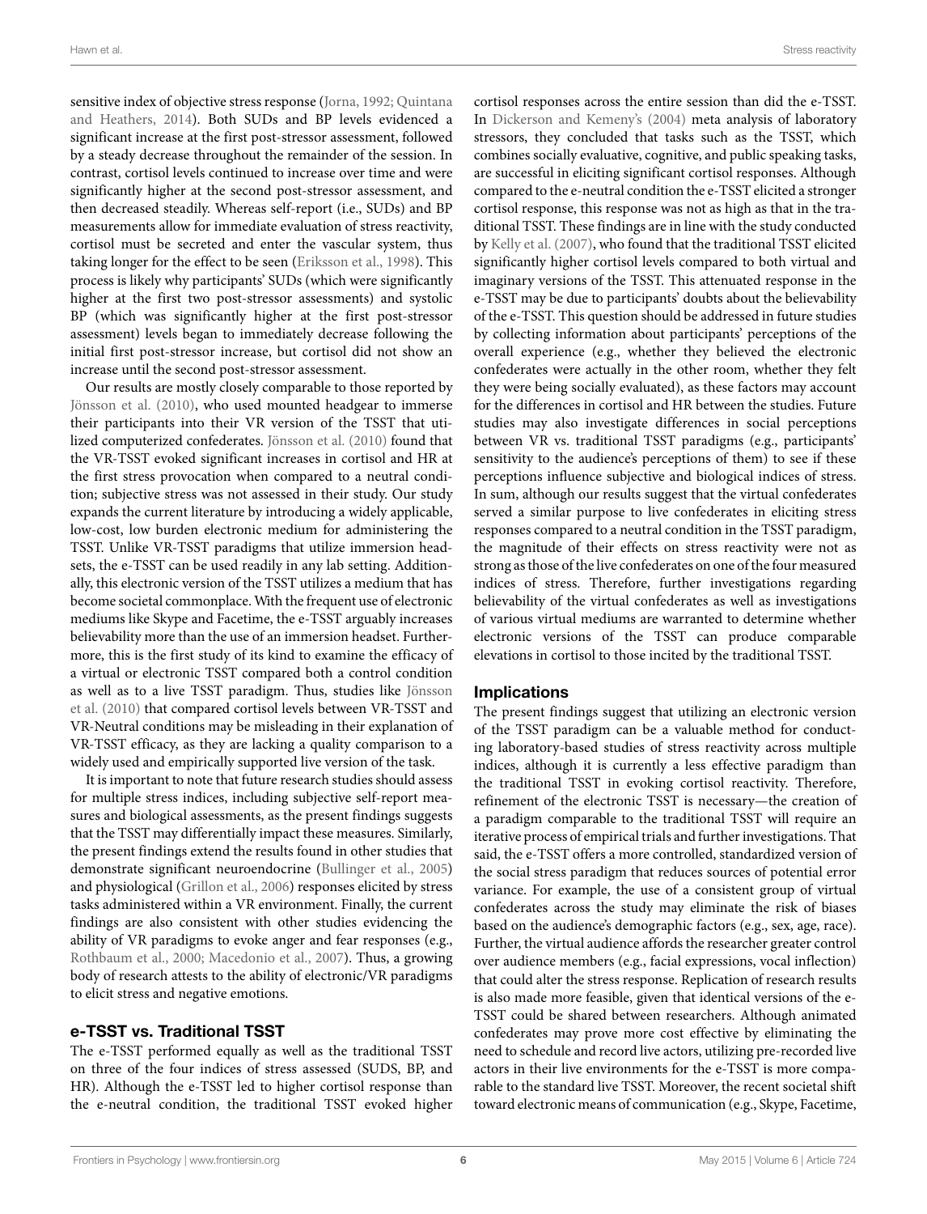sensitive index of objective stress response (Jorna, 1992; Quintana and Heathers, 2014). Both SUDs and BP levels evidenced a significant increase at the first post-stressor assessment, followed by a steady decrease throughout the remainder of the session. In contrast, cortisol levels continued to increase over time and were significantly higher at the second post-stressor assessment, and then decreased steadily. Whereas self-report (i.e., SUDs) and BP measurements allow for immediate evaluation of stress reactivity, cortisol must be secreted and enter the vascular system, thus taking longer for the effect to be seen (Eriksson et al., 1998). This process is likely why participants' SUDs (which were significantly higher at the first two post-stressor assessments) and systolic BP (which was significantly higher at the first post-stressor assessment) levels began to immediately decrease following the initial first post-stressor increase, but cortisol did not show an increase until the second post-stressor assessment.

Our results are mostly closely comparable to those reported by Jönsson et al. (2010), who used mounted headgear to immerse their participants into their VR version of the TSST that utilized computerized confederates. Jönsson et al. (2010) found that the VR-TSST evoked significant increases in cortisol and HR at the first stress provocation when compared to a neutral condition; subjective stress was not assessed in their study. Our study expands the current literature by introducing a widely applicable, low-cost, low burden electronic medium for administering the TSST. Unlike VR-TSST paradigms that utilize immersion headsets, the e-TSST can be used readily in any lab setting. Additionally, this electronic version of the TSST utilizes a medium that has become societal commonplace. With the frequent use of electronic mediums like Skype and Facetime, the e-TSST arguably increases believability more than the use of an immersion headset. Furthermore, this is the first study of its kind to examine the efficacy of a virtual or electronic TSST compared both a control condition as well as to a live TSST paradigm. Thus, studies like Jönsson et al. (2010) that compared cortisol levels between VR-TSST and VR-Neutral conditions may be misleading in their explanation of VR-TSST efficacy, as they are lacking a quality comparison to a widely used and empirically supported live version of the task.

It is important to note that future research studies should assess for multiple stress indices, including subjective self-report measures and biological assessments, as the present findings suggests that the TSST may differentially impact these measures. Similarly, the present findings extend the results found in other studies that demonstrate significant neuroendocrine (Bullinger et al., 2005) and physiological (Grillon et al., 2006) responses elicited by stress tasks administered within a VR environment. Finally, the current findings are also consistent with other studies evidencing the ability of VR paradigms to evoke anger and fear responses (e.g., Rothbaum et al., 2000; Macedonio et al., 2007). Thus, a growing body of research attests to the ability of electronic/VR paradigms to elicit stress and negative emotions.

## e-TSST vs. Traditional TSST

The e-TSST performed equally as well as the traditional TSST on three of the four indices of stress assessed (SUDS, BP, and HR). Although the e-TSST led to higher cortisol response than the e-neutral condition, the traditional TSST evoked higher cortisol responses across the entire session than did the e-TSST. In Dickerson and Kemeny's (2004) meta analysis of laboratory stressors, they concluded that tasks such as the TSST, which combines socially evaluative, cognitive, and public speaking tasks, are successful in eliciting significant cortisol responses. Although compared to the e-neutral condition the e-TSST elicited a stronger cortisol response, this response was not as high as that in the traditional TSST. These findings are in line with the study conducted by Kelly et al. (2007), who found that the traditional TSST elicited significantly higher cortisol levels compared to both virtual and imaginary versions of the TSST. This attenuated response in the e-TSST may be due to participants' doubts about the believability of the e-TSST. This question should be addressed in future studies by collecting information about participants' perceptions of the overall experience (e.g., whether they believed the electronic confederates were actually in the other room, whether they felt they were being socially evaluated), as these factors may account for the differences in cortisol and HR between the studies. Future studies may also investigate differences in social perceptions between VR vs. traditional TSST paradigms (e.g., participants' sensitivity to the audience's perceptions of them) to see if these perceptions influence subjective and biological indices of stress. In sum, although our results suggest that the virtual confederates served a similar purpose to live confederates in eliciting stress responses compared to a neutral condition in the TSST paradigm, the magnitude of their effects on stress reactivity were not as strong as those of the live confederates on one of the four measured indices of stress. Therefore, further investigations regarding believability of the virtual confederates as well as investigations of various virtual mediums are warranted to determine whether electronic versions of the TSST can produce comparable elevations in cortisol to those incited by the traditional TSST.

## Implications

The present findings suggest that utilizing an electronic version of the TSST paradigm can be a valuable method for conducting laboratory-based studies of stress reactivity across multiple indices, although it is currently a less effective paradigm than the traditional TSST in evoking cortisol reactivity. Therefore, refinement of the electronic TSST is necessary—the creation of a paradigm comparable to the traditional TSST will require an iterative process of empirical trials and further investigations. That said, the e-TSST offers a more controlled, standardized version of the social stress paradigm that reduces sources of potential error variance. For example, the use of a consistent group of virtual confederates across the study may eliminate the risk of biases based on the audience's demographic factors (e.g., sex, age, race). Further, the virtual audience affords the researcher greater control over audience members (e.g., facial expressions, vocal inflection) that could alter the stress response. Replication of research results is also made more feasible, given that identical versions of the e-TSST could be shared between researchers. Although animated confederates may prove more cost effective by eliminating the need to schedule and record live actors, utilizing pre-recorded live actors in their live environments for the e-TSST is more comparable to the standard live TSST. Moreover, the recent societal shift toward electronic means of communication (e.g., Skype, Facetime,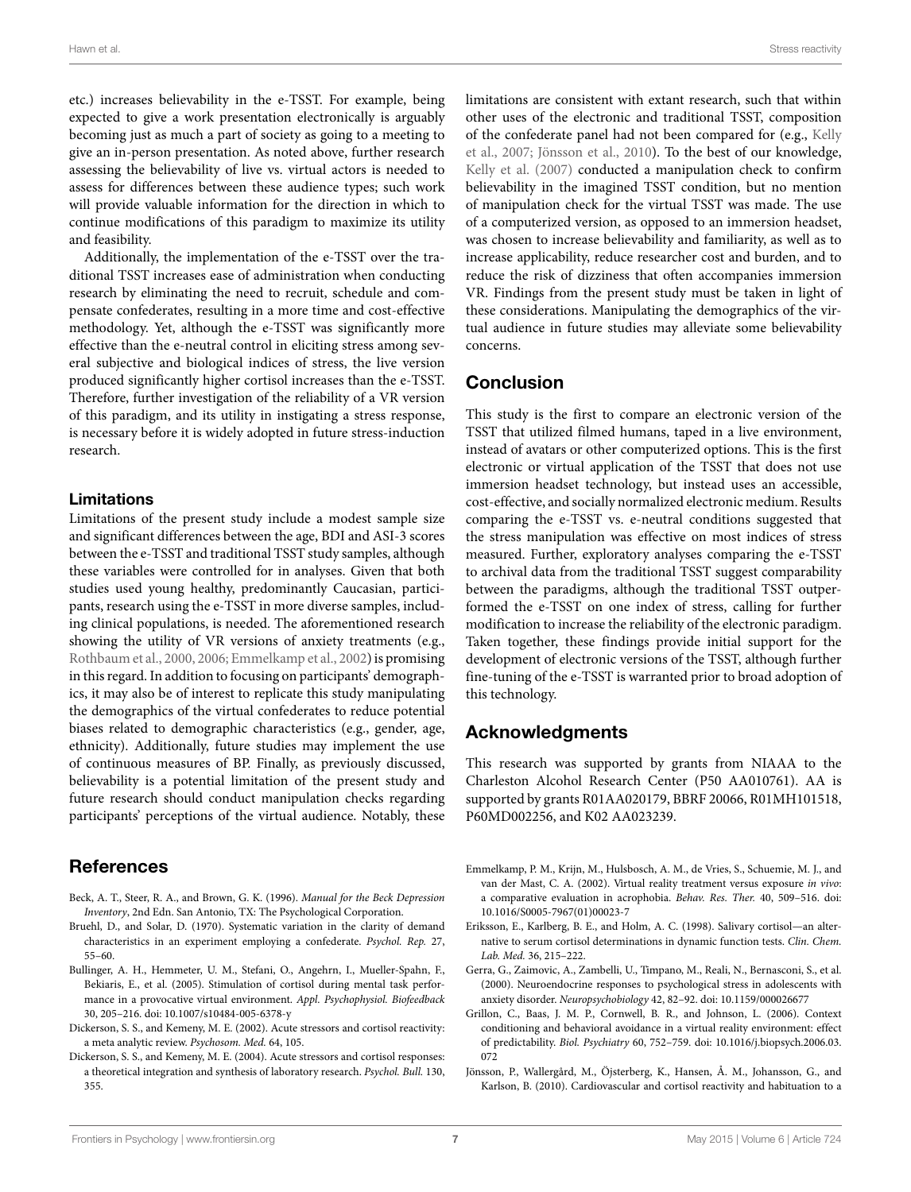etc.) increases believability in the e-TSST. For example, being expected to give a work presentation electronically is arguably becoming just as much a part of society as going to a meeting to give an in-person presentation. As noted above, further research assessing the believability of live vs. virtual actors is needed to assess for differences between these audience types; such work will provide valuable information for the direction in which to continue modifications of this paradigm to maximize its utility and feasibility.

Additionally, the implementation of the e-TSST over the traditional TSST increases ease of administration when conducting research by eliminating the need to recruit, schedule and compensate confederates, resulting in a more time and cost-effective methodology. Yet, although the e-TSST was significantly more effective than the e-neutral control in eliciting stress among several subjective and biological indices of stress, the live version produced significantly higher cortisol increases than the e-TSST. Therefore, further investigation of the reliability of a VR version of this paradigm, and its utility in instigating a stress response, is necessary before it is widely adopted in future stress-induction research.

### Limitations

Limitations of the present study include a modest sample size and significant differences between the age, BDI and ASI-3 scores between the e-TSST and traditional TSST study samples, although these variables were controlled for in analyses. Given that both studies used young healthy, predominantly Caucasian, participants, research using the e-TSST in more diverse samples, including clinical populations, is needed. The aforementioned research showing the utility of VR versions of anxiety treatments (e.g., Rothbaum et al., 2000, 2006; Emmelkamp et al., 2002) is promising in this regard. In addition to focusing on participants' demographics, it may also be of interest to replicate this study manipulating the demographics of the virtual confederates to reduce potential biases related to demographic characteristics (e.g., gender, age, ethnicity). Additionally, future studies may implement the use of continuous measures of BP. Finally, as previously discussed, believability is a potential limitation of the present study and future research should conduct manipulation checks regarding participants' perceptions of the virtual audience. Notably, these limitations are consistent with extant research, such that within other uses of the electronic and traditional TSST, composition of the confederate panel had not been compared for (e.g., Kelly et al., 2007; Jönsson et al., 2010). To the best of our knowledge, Kelly et al. (2007) conducted a manipulation check to confirm believability in the imagined TSST condition, but no mention of manipulation check for the virtual TSST was made. The use of a computerized version, as opposed to an immersion headset, was chosen to increase believability and familiarity, as well as to increase applicability, reduce researcher cost and burden, and to reduce the risk of dizziness that often accompanies immersion VR. Findings from the present study must be taken in light of these considerations. Manipulating the demographics of the virtual audience in future studies may alleviate some believability concerns.

## Conclusion

This study is the first to compare an electronic version of the TSST that utilized filmed humans, taped in a live environment, instead of avatars or other computerized options. This is the first electronic or virtual application of the TSST that does not use immersion headset technology, but instead uses an accessible, cost-effective, and socially normalized electronic medium. Results comparing the e-TSST vs. e-neutral conditions suggested that the stress manipulation was effective on most indices of stress measured. Further, exploratory analyses comparing the e-TSST to archival data from the traditional TSST suggest comparability between the paradigms, although the traditional TSST outperformed the e-TSST on one index of stress, calling for further modification to increase the reliability of the electronic paradigm. Taken together, these findings provide initial support for the development of electronic versions of the TSST, although further fine-tuning of the e-TSST is warranted prior to broad adoption of this technology.

## Acknowledgments

This research was supported by grants from NIAAA to the Charleston Alcohol Research Center (P50 AA010761). AA is supported by grants R01AA020179, BBRF 20066, R01MH101518, P60MD002256, and K02 AA023239.

## References

Beck, A. T., Steer, R. A., and Brown, G. K. (1996). *Manual for the Beck Depression Inventory*, 2nd Edn. San Antonio, TX: The Psychological Corporation.

Bruehl, D., and Solar, D. (1970). Systematic variation in the clarity of demand characteristics in an experiment employing a confederate. *Psychol. Rep.* 27, 55–60.

Bullinger, A. H., Hemmeter, U. M., Stefani, O., Angehrn, I., Mueller-Spahn, F., Bekiaris, E., et al. (2005). Stimulation of cortisol during mental task performance in a provocative virtual environment. *Appl. Psychophysiol. Biofeedback* 30, 205–216. doi: 10.1007/s10484-005-6378-y

Dickerson, S. S., and Kemeny, M. E. (2002). Acute stressors and cortisol reactivity: a meta analytic review. *Psychosom. Med.* 64, 105.

Dickerson, S. S., and Kemeny, M. E. (2004). Acute stressors and cortisol responses: a theoretical integration and synthesis of laboratory research. *Psychol. Bull.* 130, 355.

Emmelkamp, P. M., Krijn, M., Hulsbosch, A. M., de Vries, S., Schuemie, M. J., and van der Mast, C. A. (2002). Virtual reality treatment versus exposure *in vivo*: a comparative evaluation in acrophobia. *Behav. Res. Ther.* 40, 509–516. doi: 10.1016/S0005-7967(01)00023-7

Eriksson, E., Karlberg, B. E., and Holm, A. C. (1998). Salivary cortisol—an alternative to serum cortisol determinations in dynamic function tests. *Clin. Chem. Lab. Med.* 36, 215–222.

Gerra, G., Zaimovic, A., Zambelli, U., Timpano, M., Reali, N., Bernasconi, S., et al. (2000). Neuroendocrine responses to psychological stress in adolescents with anxiety disorder. *Neuropsychobiology* 42, 82–92. doi: 10.1159/000026677

Grillon, C., Baas, J. M. P., Cornwell, B. R., and Johnson, L. (2006). Context conditioning and behavioral avoidance in a virtual reality environment: effect of predictability. *Biol. Psychiatry* 60, 752–759. doi: 10.1016/j.biopsych.2006.03.072

Jönsson, P., Wallergård, M., Öjsterberg, K., Hansen, Å. M., Johansson, G., and Karlson, B. (2010). Cardiovascular and cortisol reactivity and habituation to a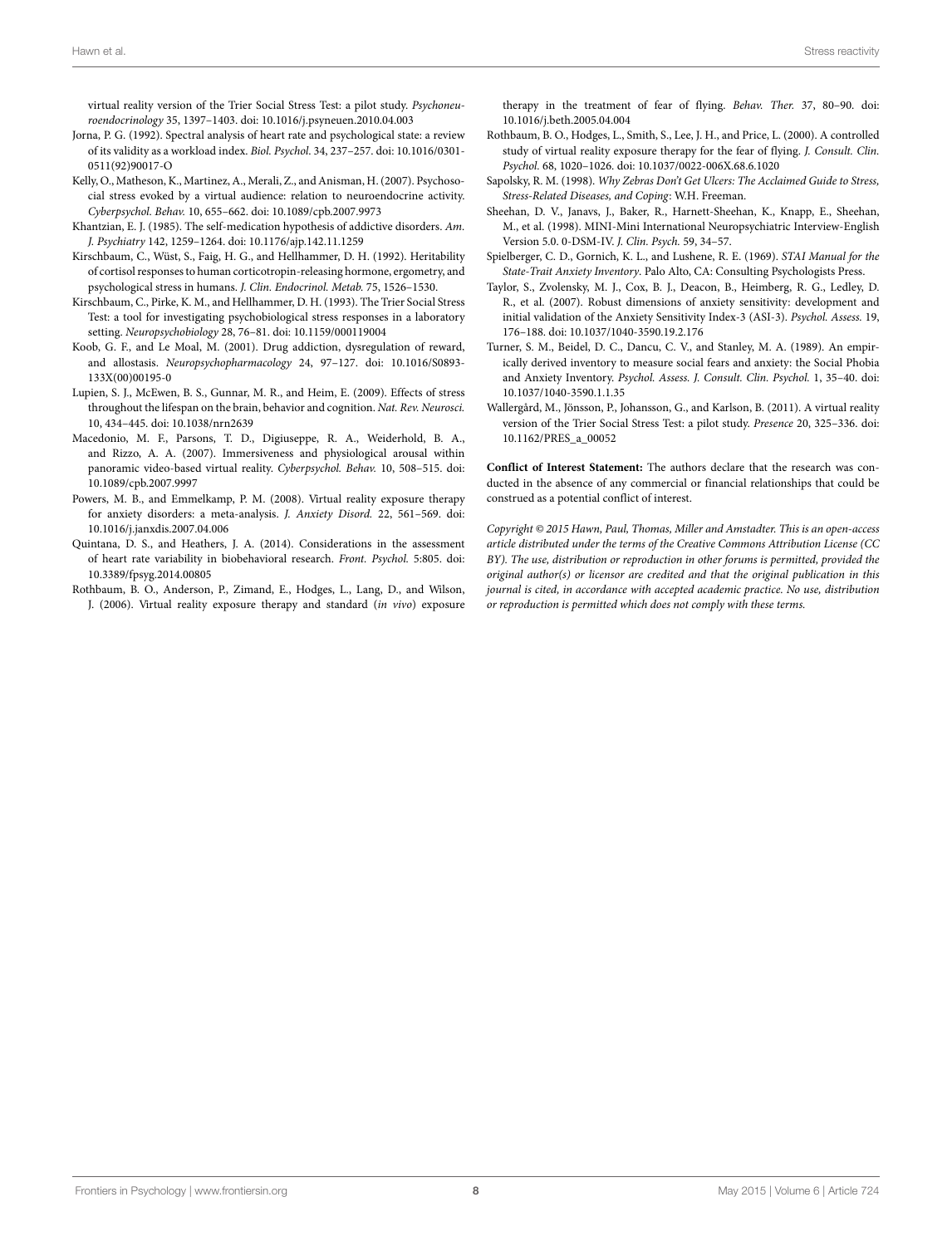virtual reality version of the Trier Social Stress Test: a pilot study. *Psychoneuroendocrinology* 35, 1397–1403. doi: 10.1016/j.psyneuen.2010.04.003

Jorna, P. G. (1992). Spectral analysis of heart rate and psychological state: a review of its validity as a workload index. *Biol. Psychol.* 34, 237–257. doi: 10.1016/0301-0511(92)90017-O

Kelly, O., Matheson, K., Martinez, A., Merali, Z., and Anisman, H. (2007). Psychosocial stress evoked by a virtual audience: relation to neuroendocrine activity. *Cyberpsychol. Behav.* 10, 655–662. doi: 10.1089/cpb.2007.9973

Khantzian, E. J. (1985). The self-medication hypothesis of addictive disorders. *Am. J. Psychiatry* 142, 1259–1264. doi: 10.1176/ajp.142.11.1259

Kirschbaum, C., Wüst, S., Faig, H. G., and Hellhammer, D. H. (1992). Heritability of cortisol responses to human corticotropin-releasing hormone, ergometry, and psychological stress in humans. *J. Clin. Endocrinol. Metab.* 75, 1526–1530.

Kirschbaum, C., Pirke, K. M., and Hellhammer, D. H. (1993). The Trier Social Stress Test: a tool for investigating psychobiological stress responses in a laboratory setting. *Neuropsychobiology* 28, 76–81. doi: 10.1159/000119004

Koob, G. F., and Le Moal, M. (2001). Drug addiction, dysregulation of reward, and allostasis. *Neuropsychopharmacology* 24, 97–127. doi: 10.1016/S0893-133X(00)00195-0

Lupien, S. J., McEwen, B. S., Gunnar, M. R., and Heim, E. (2009). Effects of stress throughout the lifespan on the brain, behavior and cognition. *Nat. Rev. Neurosci.* 10, 434–445. doi: 10.1038/nrn2639

Macedonio, M. F., Parsons, T. D., Digiuseppe, R. A., Weiderhold, B. A., and Rizzo, A. A. (2007). Immersiveness and physiological arousal within panoramic video-based virtual reality. *Cyberpsychol. Behav.* 10, 508–515. doi: 10.1089/cpb.2007.9997

Powers, M. B., and Emmelkamp, P. M. (2008). Virtual reality exposure therapy for anxiety disorders: a meta-analysis. *J. Anxiety Disord.* 22, 561–569. doi: 10.1016/j.janxdis.2007.04.006

Quintana, D. S., and Heathers, J. A. (2014). Considerations in the assessment of heart rate variability in biobehavioral research. *Front. Psychol.* 5:805. doi: 10.3389/fpsyg.2014.00805

Rothbaum, B. O., Anderson, P., Zimand, E., Hodges, L., Lang, D., and Wilson, J. (2006). Virtual reality exposure therapy and standard (*in vivo*) exposure therapy in the treatment of fear of flying. *Behav. Ther.* 37, 80–90. doi: 10.1016/j.beth.2005.04.004

Rothbaum, B. O., Hodges, L., Smith, S., Lee, J. H., and Price, L. (2000). A controlled study of virtual reality exposure therapy for the fear of flying. *J. Consult. Clin. Psychol.* 68, 1020–1026. doi: 10.1037/0022-006X.68.6.1020

Sapolsky, R. M. (1998). *Why Zebras Don't Get Ulcers: The Acclaimed Guide to Stress, Stress-Related Diseases, and Coping*: W.H. Freeman.

Sheehan, D. V., Janavs, J., Baker, R., Harnett-Sheehan, K., Knapp, E., Sheehan, M., et al. (1998). MINI-Mini International Neuropsychiatric Interview-English Version 5.0. 0-DSM-IV. *J. Clin. Psych.* 59, 34–57.

Spielberger, C. D., Gornich, K. L., and Lushene, R. E. (1969). *STAI Manual for the State-Trait Anxiety Inventory*. Palo Alto, CA: Consulting Psychologists Press.

Taylor, S., Zvolensky, M. J., Cox, B. J., Deacon, B., Heimberg, R. G., Ledley, D. R., et al. (2007). Robust dimensions of anxiety sensitivity: development and initial validation of the Anxiety Sensitivity Index-3 (ASI-3). *Psychol. Assess.* 19, 176–188. doi: 10.1037/1040-3590.19.2.176

Turner, S. M., Beidel, D. C., Dancu, C. V., and Stanley, M. A. (1989). An empirically derived inventory to measure social fears and anxiety: the Social Phobia and Anxiety Inventory. *Psychol. Assess. J. Consult. Clin. Psychol.* 1, 35–40. doi: 10.1037/1040-3590.1.1.35

Wallergård, M., Jönsson, P., Johansson, G., and Karlson, B. (2011). A virtual reality version of the Trier Social Stress Test: a pilot study. *Presence* 20, 325–336. doi: 10.1162/PRES_a_00052

**Conflict of Interest Statement:** The authors declare that the research was conducted in the absence of any commercial or financial relationships that could be construed as a potential conflict of interest.

*Copyright © 2015 Hawn, Paul, Thomas, Miller and Amstadter. This is an open-access article distributed under the terms of the Creative Commons Attribution License (CC BY). The use, distribution or reproduction in other forums is permitted, provided the original author(s) or licensor are credited and that the original publication in this journal is cited, in accordance with accepted academic practice. No use, distribution or reproduction is permitted which does not comply with these terms.*